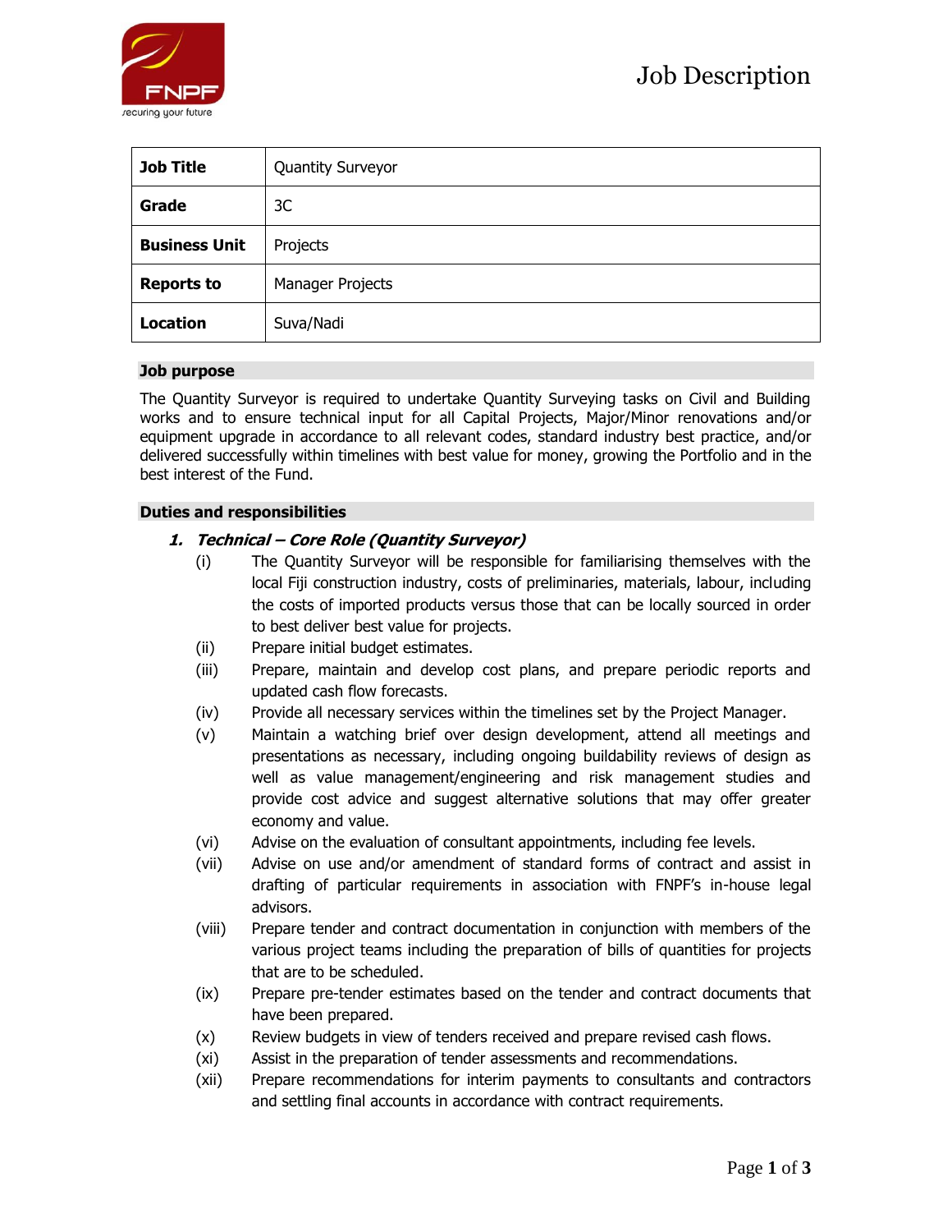# Job Description

| Job Title | Quantity Surveyor |
|---|---|
| **Grade** | 3C |
| **Business Unit** | Projects |
| **Reports to** | Manager Projects |
| **Location** | Suva/Nadi |

## Job purpose

The Quantity Surveyor is required to undertake Quantity Surveying tasks on Civil and Building works and to ensure technical input for all Capital Projects, Major/Minor renovations and/or equipment upgrade in accordance to all relevant codes, standard industry best practice, and/or delivered successfully within timelines with best value for money, growing the Portfolio and in the best interest of the Fund.

## Duties and responsibilities

### 1. *Technical – Core Role (Quantity Surveyor)*

(i) The Quantity Surveyor will be responsible for familiarising themselves with the local Fiji construction industry, costs of preliminaries, materials, labour, including the costs of imported products versus those that can be locally sourced in order to best deliver best value for projects.

(ii) Prepare initial budget estimates.

(iii) Prepare, maintain and develop cost plans, and prepare periodic reports and updated cash flow forecasts.

(iv) Provide all necessary services within the timelines set by the Project Manager.

(v) Maintain a watching brief over design development, attend all meetings and presentations as necessary, including ongoing buildability reviews of design as well as value management/engineering and risk management studies and provide cost advice and suggest alternative solutions that may offer greater economy and value.

(vi) Advise on the evaluation of consultant appointments, including fee levels.

(vii) Advise on use and/or amendment of standard forms of contract and assist in drafting of particular requirements in association with FNPF's in-house legal advisors.

(viii) Prepare tender and contract documentation in conjunction with members of the various project teams including the preparation of bills of quantities for projects that are to be scheduled.

(ix) Prepare pre-tender estimates based on the tender and contract documents that have been prepared.

(x) Review budgets in view of tenders received and prepare revised cash flows.

(xi) Assist in the preparation of tender assessments and recommendations.

(xii) Prepare recommendations for interim payments to consultants and contractors and settling final accounts in accordance with contract requirements.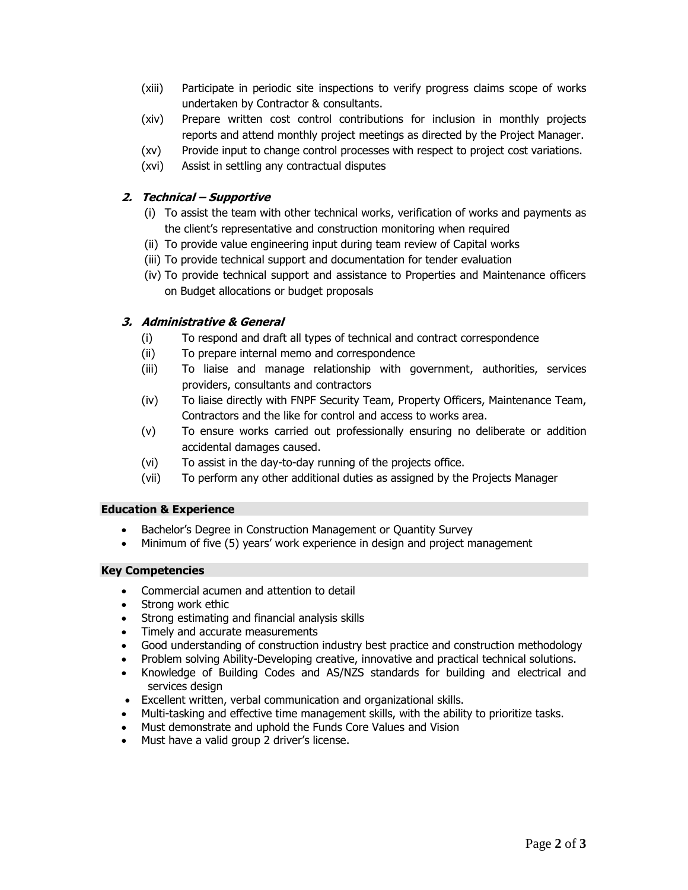(xiii) Participate in periodic site inspections to verify progress claims scope of works undertaken by Contractor & consultants.

(xiv) Prepare written cost control contributions for inclusion in monthly projects reports and attend monthly project meetings as directed by the Project Manager.

(xv) Provide input to change control processes with respect to project cost variations.

(xvi) Assist in settling any contractual disputes

### 2. *Technical – Supportive*

(i) To assist the team with other technical works, verification of works and payments as the client's representative and construction monitoring when required

(ii) To provide value engineering input during team review of Capital works

(iii) To provide technical support and documentation for tender evaluation

(iv) To provide technical support and assistance to Properties and Maintenance officers on Budget allocations or budget proposals

### 3. *Administrative & General*

(i) To respond and draft all types of technical and contract correspondence

(ii) To prepare internal memo and correspondence

(iii) To liaise and manage relationship with government, authorities, services providers, consultants and contractors

(iv) To liaise directly with FNPF Security Team, Property Officers, Maintenance Team, Contractors and the like for control and access to works area.

(v) To ensure works carried out professionally ensuring no deliberate or addition accidental damages caused.

(vi) To assist in the day-to-day running of the projects office.

(vii) To perform any other additional duties as assigned by the Projects Manager

**Education & Experience**

- Bachelor's Degree in Construction Management or Quantity Survey
- Minimum of five (5) years' work experience in design and project management

**Key Competencies**

- Commercial acumen and attention to detail
- Strong work ethic
- Strong estimating and financial analysis skills
- Timely and accurate measurements
- Good understanding of construction industry best practice and construction methodology
- Problem solving Ability-Developing creative, innovative and practical technical solutions.
- Knowledge of Building Codes and AS/NZS standards for building and electrical and services design
- Excellent written, verbal communication and organizational skills.
- Multi-tasking and effective time management skills, with the ability to prioritize tasks.
- Must demonstrate and uphold the Funds Core Values and Vision
- Must have a valid group 2 driver's license.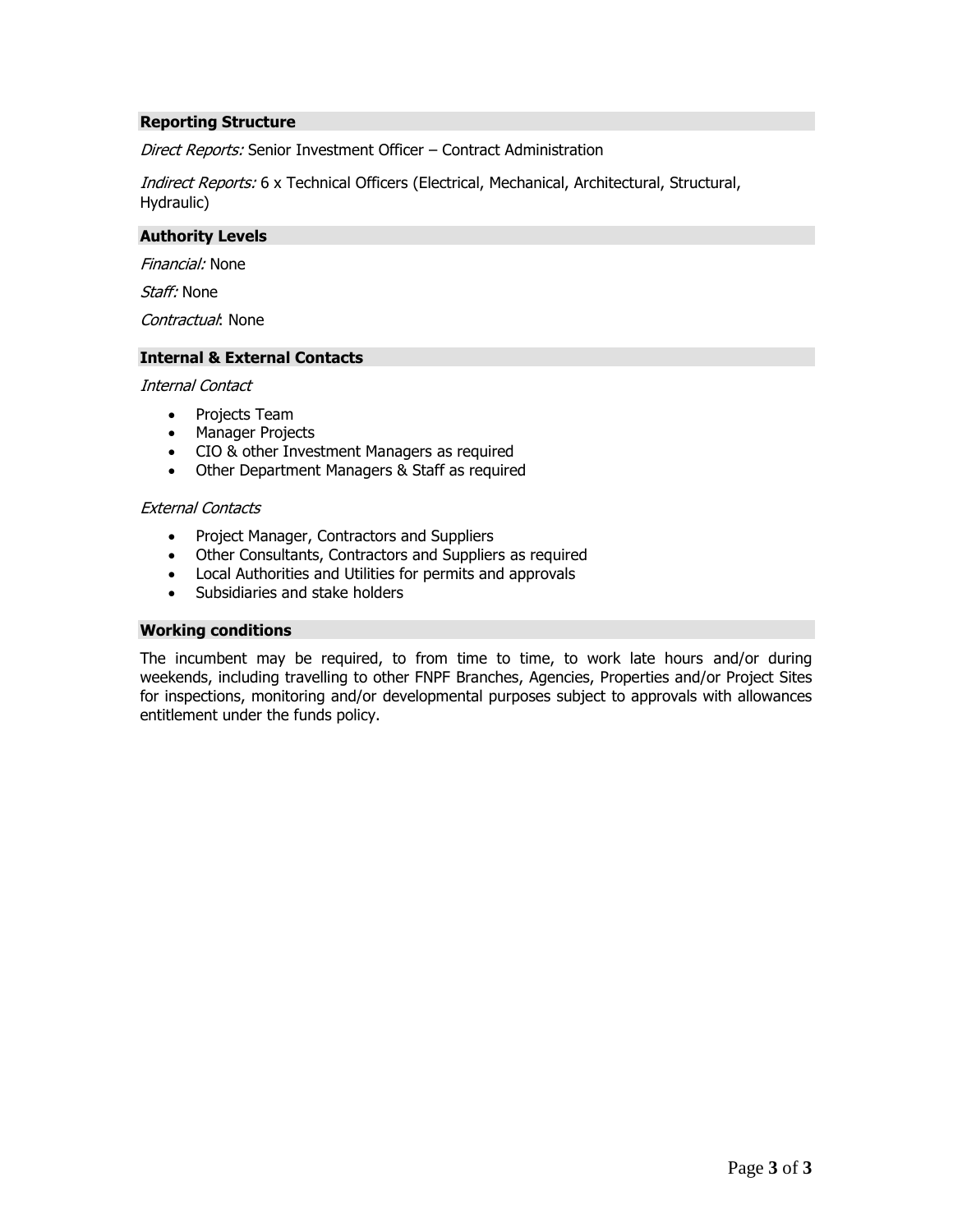## Reporting Structure

*Direct Reports:* Senior Investment Officer – Contract Administration

*Indirect Reports:* 6 x Technical Officers (Electrical, Mechanical, Architectural, Structural, Hydraulic)

## Authority Levels

*Financial:* None

*Staff:* None

*Contractual*: None

## Internal & External Contacts

*Internal Contact*

- Projects Team
- Manager Projects
- CIO & other Investment Managers as required
- Other Department Managers & Staff as required

*External Contacts*

- Project Manager, Contractors and Suppliers
- Other Consultants, Contractors and Suppliers as required
- Local Authorities and Utilities for permits and approvals
- Subsidiaries and stake holders

## Working conditions

The incumbent may be required, to from time to time, to work late hours and/or during weekends, including travelling to other FNPF Branches, Agencies, Properties and/or Project Sites for inspections, monitoring and/or developmental purposes subject to approvals with allowances entitlement under the funds policy.